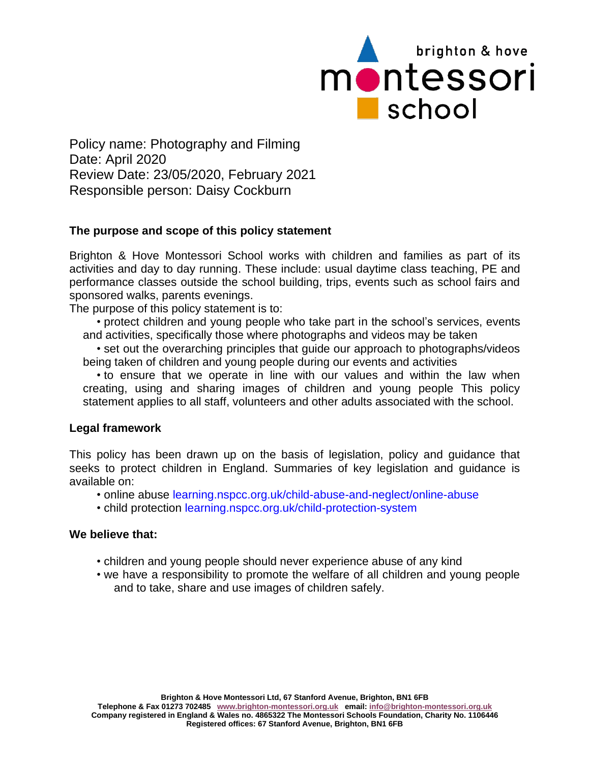Policy name: Photography and Filming
Date: April 2020
Review Date: 23/05/2020, February 2021
Responsible person: Daisy Cockburn

## The purpose and scope of this policy statement

Brighton & Hove Montessori School works with children and families as part of its activities and day to day running. These include: usual daytime class teaching, PE and performance classes outside the school building, trips, events such as school fairs and sponsored walks, parents evenings.

The purpose of this policy statement is to:

- protect children and young people who take part in the school's services, events and activities, specifically those where photographs and videos may be taken
- set out the overarching principles that guide our approach to photographs/videos being taken of children and young people during our events and activities
- to ensure that we operate in line with our values and within the law when creating, using and sharing images of children and young people This policy statement applies to all staff, volunteers and other adults associated with the school.

## Legal framework

This policy has been drawn up on the basis of legislation, policy and guidance that seeks to protect children in England. Summaries of key legislation and guidance is available on:

- online abuse learning.nspcc.org.uk/child-abuse-and-neglect/online-abuse
- child protection learning.nspcc.org.uk/child-protection-system

## We believe that:

- children and young people should never experience abuse of any kind
- we have a responsibility to promote the welfare of all children and young people and to take, share and use images of children safely.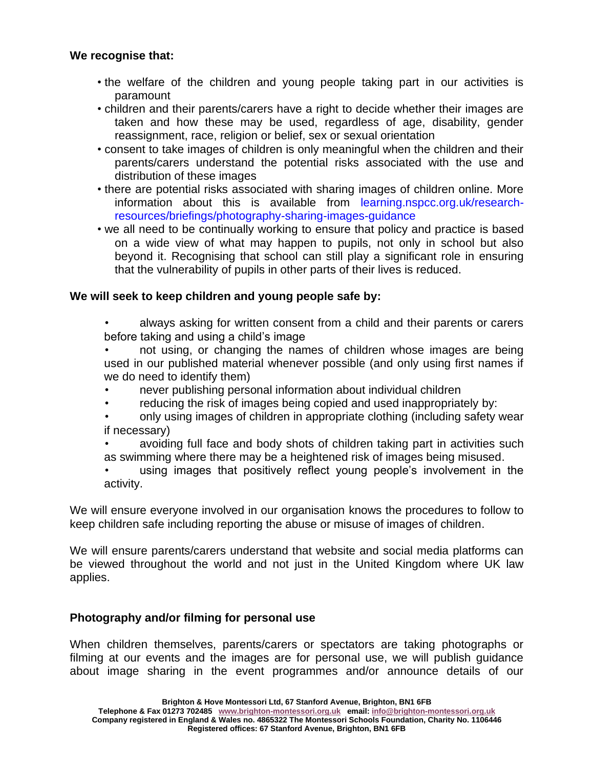**We recognise that:**

- the welfare of the children and young people taking part in our activities is paramount
- children and their parents/carers have a right to decide whether their images are taken and how these may be used, regardless of age, disability, gender reassignment, race, religion or belief, sex or sexual orientation
- consent to take images of children is only meaningful when the children and their parents/carers understand the potential risks associated with the use and distribution of these images
- there are potential risks associated with sharing images of children online. More information about this is available from learning.nspcc.org.uk/research-resources/briefings/photography-sharing-images-guidance
- we all need to be continually working to ensure that policy and practice is based on a wide view of what may happen to pupils, not only in school but also beyond it. Recognising that school can still play a significant role in ensuring that the vulnerability of pupils in other parts of their lives is reduced.

**We will seek to keep children and young people safe by:**

- always asking for written consent from a child and their parents or carers before taking and using a child's image
- not using, or changing the names of children whose images are being used in our published material whenever possible (and only using first names if we do need to identify them)
- never publishing personal information about individual children
- reducing the risk of images being copied and used inappropriately by:
- only using images of children in appropriate clothing (including safety wear if necessary)
- avoiding full face and body shots of children taking part in activities such as swimming where there may be a heightened risk of images being misused.
- using images that positively reflect young people's involvement in the activity.

We will ensure everyone involved in our organisation knows the procedures to follow to keep children safe including reporting the abuse or misuse of images of children.

We will ensure parents/carers understand that website and social media platforms can be viewed throughout the world and not just in the United Kingdom where UK law applies.

**Photography and/or filming for personal use**

When children themselves, parents/carers or spectators are taking photographs or filming at our events and the images are for personal use, we will publish guidance about image sharing in the event programmes and/or announce details of our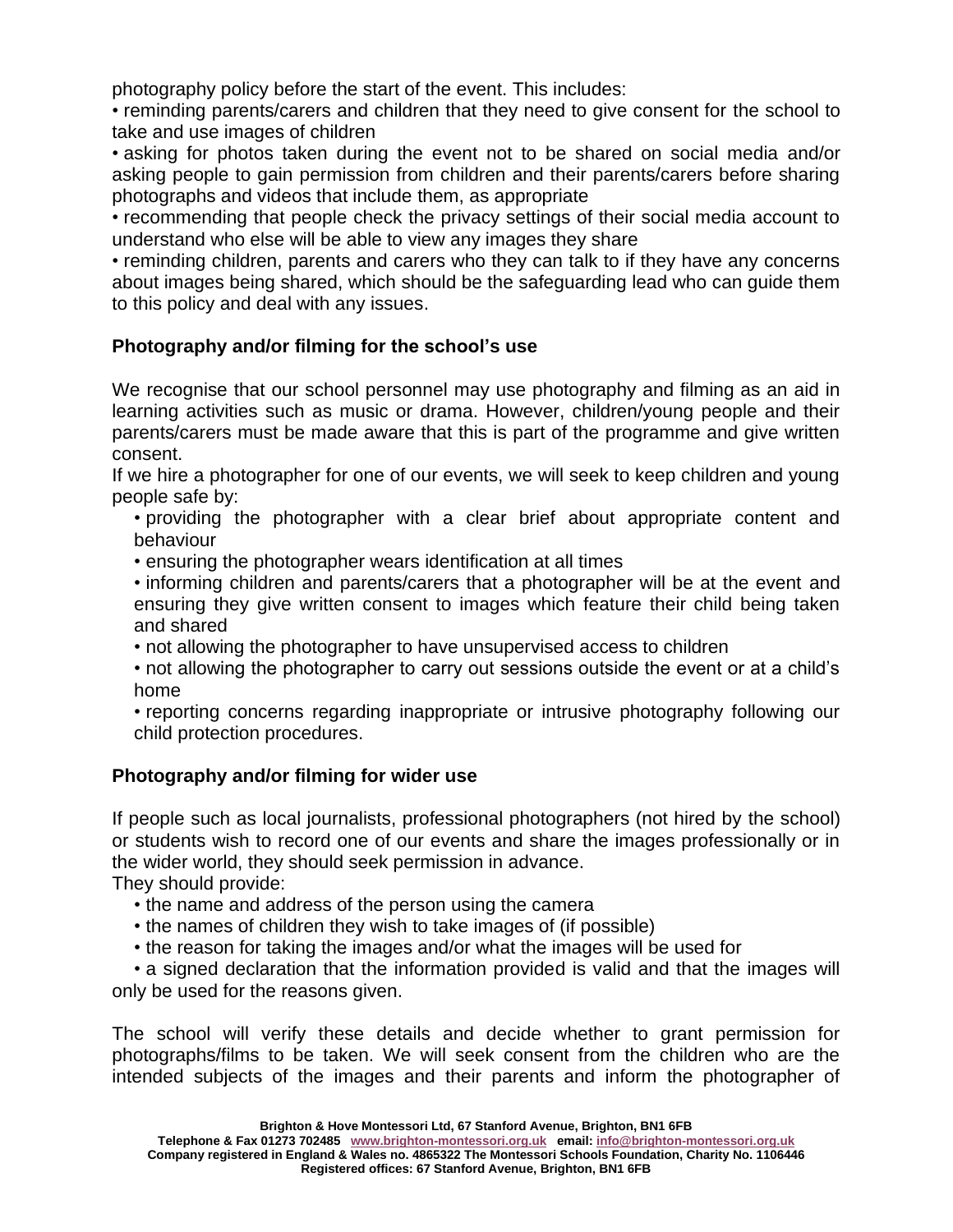photography policy before the start of the event. This includes:

- reminding parents/carers and children that they need to give consent for the school to take and use images of children
- asking for photos taken during the event not to be shared on social media and/or asking people to gain permission from children and their parents/carers before sharing photographs and videos that include them, as appropriate
- recommending that people check the privacy settings of their social media account to understand who else will be able to view any images they share
- reminding children, parents and carers who they can talk to if they have any concerns about images being shared, which should be the safeguarding lead who can guide them to this policy and deal with any issues.

**Photography and/or filming for the school's use**

We recognise that our school personnel may use photography and filming as an aid in learning activities such as music or drama. However, children/young people and their parents/carers must be made aware that this is part of the programme and give written consent.

If we hire a photographer for one of our events, we will seek to keep children and young people safe by:

- providing the photographer with a clear brief about appropriate content and behaviour
- ensuring the photographer wears identification at all times
- informing children and parents/carers that a photographer will be at the event and ensuring they give written consent to images which feature their child being taken and shared
- not allowing the photographer to have unsupervised access to children
- not allowing the photographer to carry out sessions outside the event or at a child's home
- reporting concerns regarding inappropriate or intrusive photography following our child protection procedures.

**Photography and/or filming for wider use**

If people such as local journalists, professional photographers (not hired by the school) or students wish to record one of our events and share the images professionally or in the wider world, they should seek permission in advance.

They should provide:

- the name and address of the person using the camera
- the names of children they wish to take images of (if possible)
- the reason for taking the images and/or what the images will be used for
- a signed declaration that the information provided is valid and that the images will only be used for the reasons given.

The school will verify these details and decide whether to grant permission for photographs/films to be taken. We will seek consent from the children who are the intended subjects of the images and their parents and inform the photographer of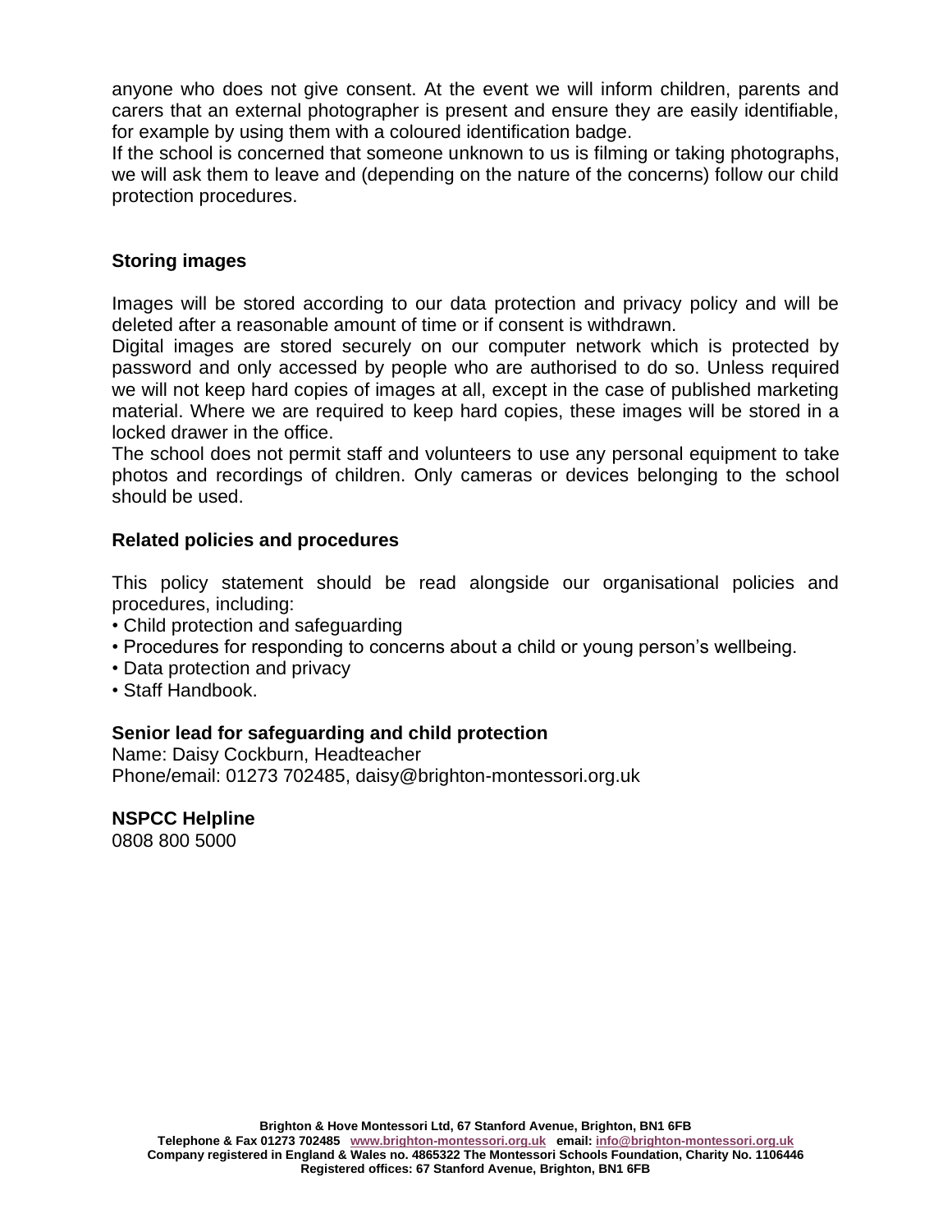anyone who does not give consent. At the event we will inform children, parents and carers that an external photographer is present and ensure they are easily identifiable, for example by using them with a coloured identification badge.
If the school is concerned that someone unknown to us is filming or taking photographs, we will ask them to leave and (depending on the nature of the concerns) follow our child protection procedures.

**Storing images**

Images will be stored according to our data protection and privacy policy and will be deleted after a reasonable amount of time or if consent is withdrawn.
Digital images are stored securely on our computer network which is protected by password and only accessed by people who are authorised to do so. Unless required we will not keep hard copies of images at all, except in the case of published marketing material. Where we are required to keep hard copies, these images will be stored in a locked drawer in the office.
The school does not permit staff and volunteers to use any personal equipment to take photos and recordings of children. Only cameras or devices belonging to the school should be used.

**Related policies and procedures**

This policy statement should be read alongside our organisational policies and procedures, including:

- Child protection and safeguarding
- Procedures for responding to concerns about a child or young person's wellbeing.
- Data protection and privacy
- Staff Handbook.

**Senior lead for safeguarding and child protection**
Name: Daisy Cockburn, Headteacher
Phone/email: 01273 702485, daisy@brighton-montessori.org.uk

**NSPCC Helpline**
0808 800 5000